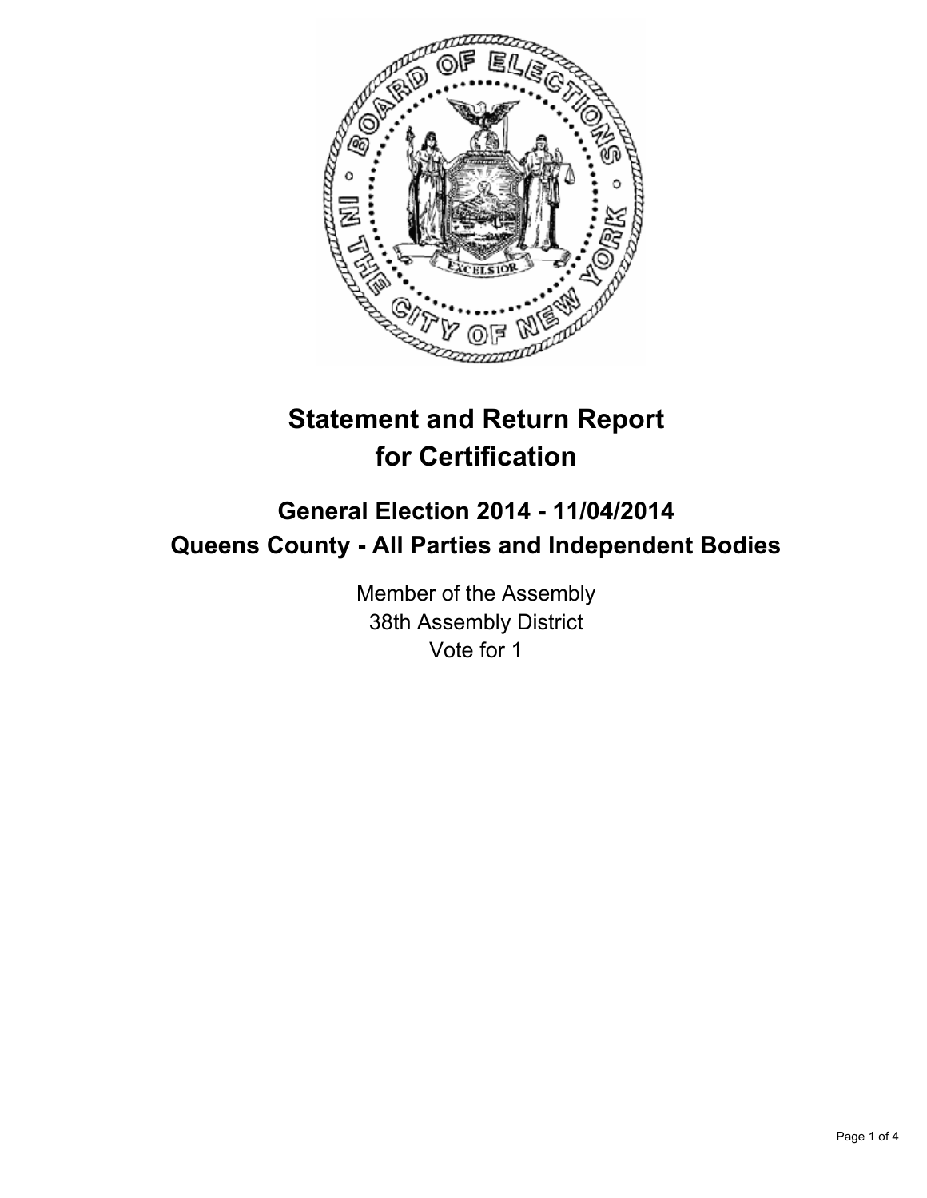# Statement and Return Report for Certification

## General Election 2014 - 11/04/2014
## Queens County - All Parties and Independent Bodies

Member of the Assembly
38th Assembly District
Vote for 1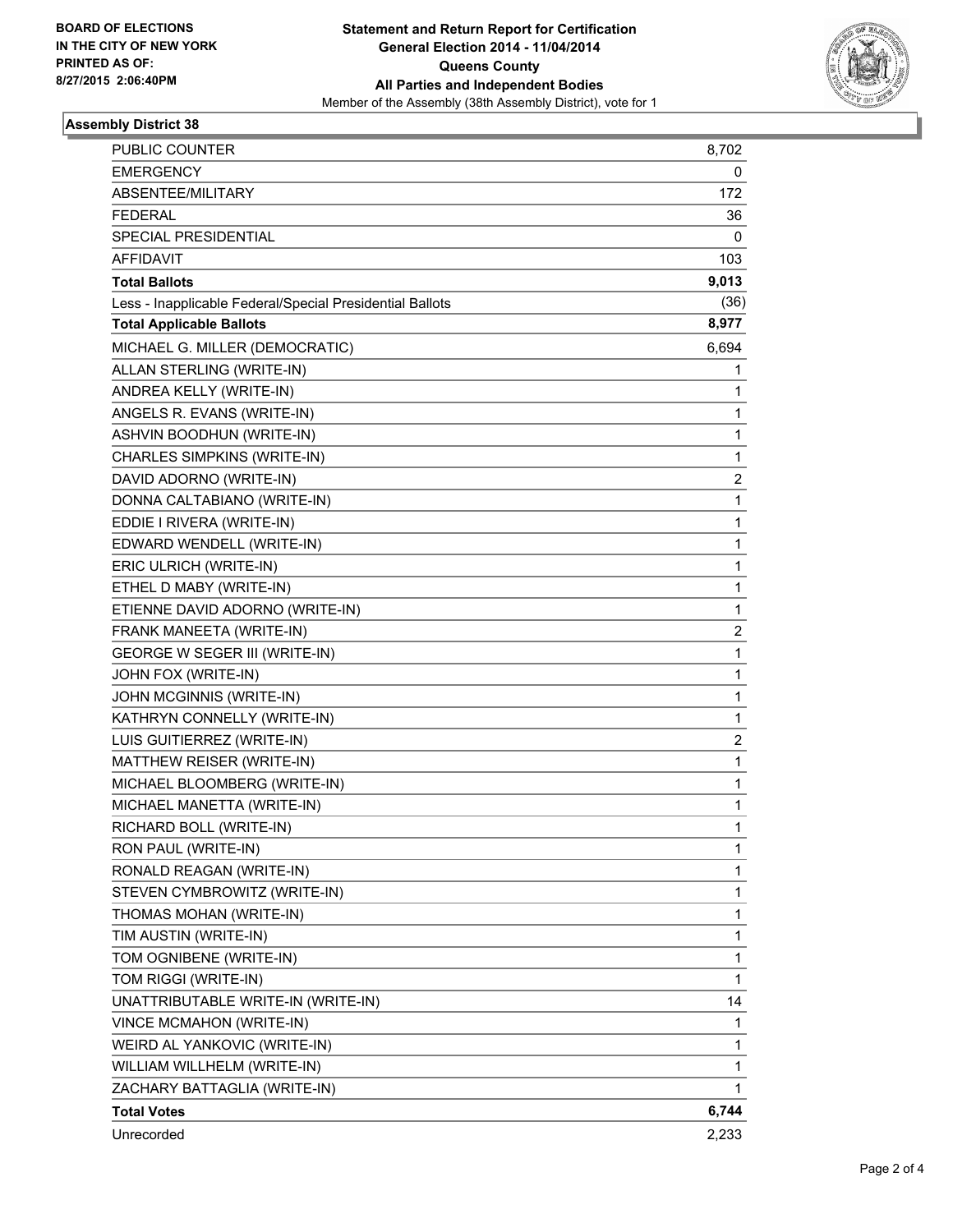**BOARD OF ELECTIONS IN THE CITY OF NEW YORK PRINTED AS OF: 8/27/2015 2:06:40PM**

**Statement and Return Report for Certification General Election 2014 - 11/04/2014 Queens County All Parties and Independent Bodies**

Member of the Assembly (38th Assembly District), vote for 1

### Assembly District 38

| | |
|---|---|
| PUBLIC COUNTER | 8,702 |
| EMERGENCY | 0 |
| ABSENTEE/MILITARY | 172 |
| FEDERAL | 36 |
| SPECIAL PRESIDENTIAL | 0 |
| AFFIDAVIT | 103 |
| **Total Ballots** | **9,013** |
| Less - Inapplicable Federal/Special Presidential Ballots | (36) |
| **Total Applicable Ballots** | **8,977** |
| MICHAEL G. MILLER (DEMOCRATIC) | 6,694 |
| ALLAN STERLING (WRITE-IN) | 1 |
| ANDREA KELLY (WRITE-IN) | 1 |
| ANGELS R. EVANS (WRITE-IN) | 1 |
| ASHVIN BOODHUN (WRITE-IN) | 1 |
| CHARLES SIMPKINS (WRITE-IN) | 1 |
| DAVID ADORNO (WRITE-IN) | 2 |
| DONNA CALTABIANO (WRITE-IN) | 1 |
| EDDIE I RIVERA (WRITE-IN) | 1 |
| EDWARD WENDELL (WRITE-IN) | 1 |
| ERIC ULRICH (WRITE-IN) | 1 |
| ETHEL D MABY (WRITE-IN) | 1 |
| ETIENNE DAVID ADORNO (WRITE-IN) | 1 |
| FRANK MANEETA (WRITE-IN) | 2 |
| GEORGE W SEGER III (WRITE-IN) | 1 |
| JOHN FOX (WRITE-IN) | 1 |
| JOHN MCGINNIS (WRITE-IN) | 1 |
| KATHRYN CONNELLY (WRITE-IN) | 1 |
| LUIS GUITIERREZ (WRITE-IN) | 2 |
| MATTHEW REISER (WRITE-IN) | 1 |
| MICHAEL BLOOMBERG (WRITE-IN) | 1 |
| MICHAEL MANETTA (WRITE-IN) | 1 |
| RICHARD BOLL (WRITE-IN) | 1 |
| RON PAUL (WRITE-IN) | 1 |
| RONALD REAGAN (WRITE-IN) | 1 |
| STEVEN CYMBROWITZ (WRITE-IN) | 1 |
| THOMAS MOHAN (WRITE-IN) | 1 |
| TIM AUSTIN (WRITE-IN) | 1 |
| TOM OGNIBENE (WRITE-IN) | 1 |
| TOM RIGGI (WRITE-IN) | 1 |
| UNATTRIBUTABLE WRITE-IN (WRITE-IN) | 14 |
| VINCE MCMAHON (WRITE-IN) | 1 |
| WEIRD AL YANKOVIC (WRITE-IN) | 1 |
| WILLIAM WILLHELM (WRITE-IN) | 1 |
| ZACHARY BATTAGLIA (WRITE-IN) | 1 |
| **Total Votes** | **6,744** |
| Unrecorded | 2,233 |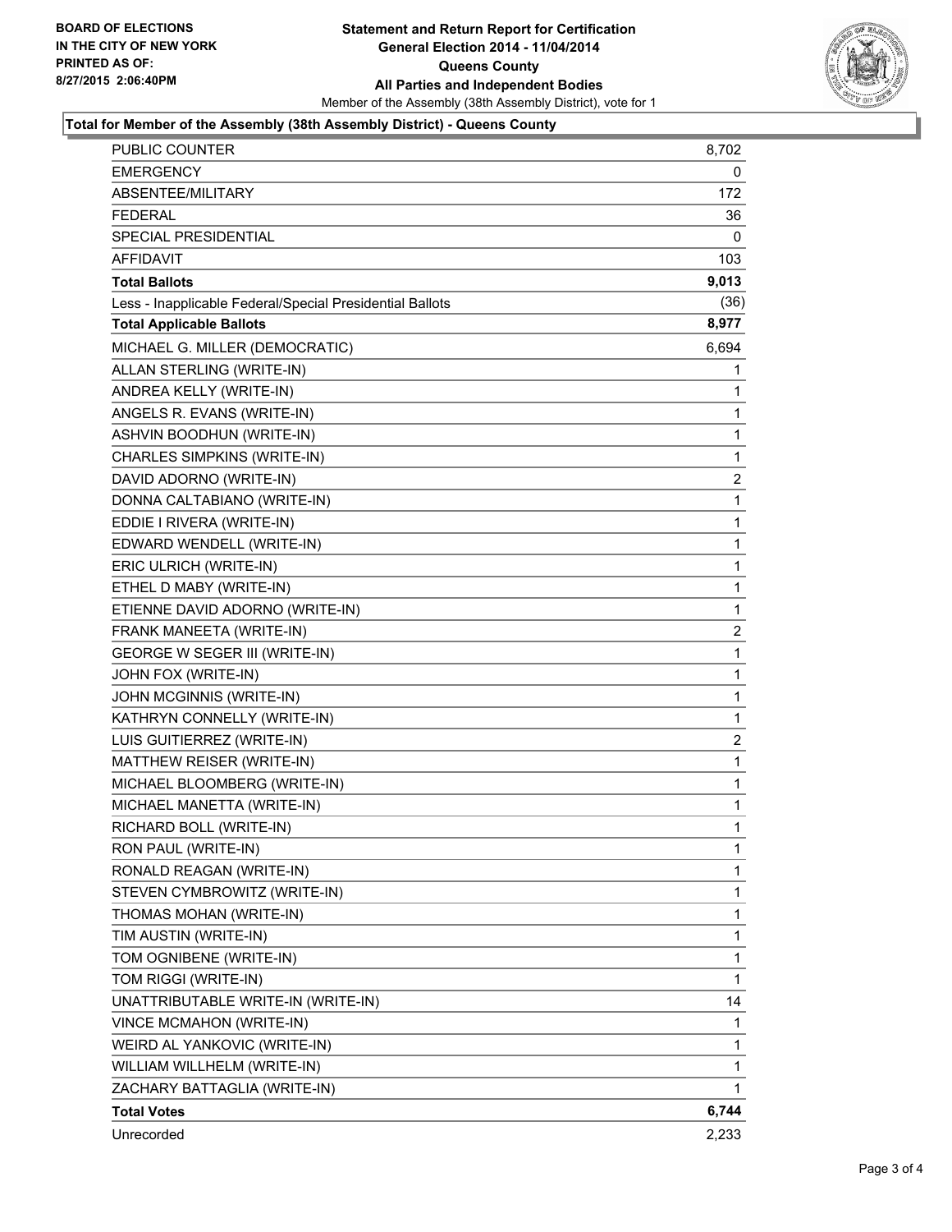**BOARD OF ELECTIONS**
**IN THE CITY OF NEW YORK**
**PRINTED AS OF:**
**8/27/2015 2:06:40PM**

# Statement and Return Report for Certification
## General Election 2014 - 11/04/2014
## Queens County
## All Parties and Independent Bodies

Member of the Assembly (38th Assembly District), vote for 1

### Total for Member of the Assembly (38th Assembly District) - Queens County

| | |
|---|---|
| PUBLIC COUNTER | 8,702 |
| EMERGENCY | 0 |
| ABSENTEE/MILITARY | 172 |
| FEDERAL | 36 |
| SPECIAL PRESIDENTIAL | 0 |
| AFFIDAVIT | 103 |
| **Total Ballots** | **9,013** |
| Less - Inapplicable Federal/Special Presidential Ballots | (36) |
| **Total Applicable Ballots** | **8,977** |
| MICHAEL G. MILLER (DEMOCRATIC) | 6,694 |
| ALLAN STERLING (WRITE-IN) | 1 |
| ANDREA KELLY (WRITE-IN) | 1 |
| ANGELS R. EVANS (WRITE-IN) | 1 |
| ASHVIN BOODHUN (WRITE-IN) | 1 |
| CHARLES SIMPKINS (WRITE-IN) | 1 |
| DAVID ADORNO (WRITE-IN) | 2 |
| DONNA CALTABIANO (WRITE-IN) | 1 |
| EDDIE I RIVERA (WRITE-IN) | 1 |
| EDWARD WENDELL (WRITE-IN) | 1 |
| ERIC ULRICH (WRITE-IN) | 1 |
| ETHEL D MABY (WRITE-IN) | 1 |
| ETIENNE DAVID ADORNO (WRITE-IN) | 1 |
| FRANK MANEETA (WRITE-IN) | 2 |
| GEORGE W SEGER III (WRITE-IN) | 1 |
| JOHN FOX (WRITE-IN) | 1 |
| JOHN MCGINNIS (WRITE-IN) | 1 |
| KATHRYN CONNELLY (WRITE-IN) | 1 |
| LUIS GUITIERREZ (WRITE-IN) | 2 |
| MATTHEW REISER (WRITE-IN) | 1 |
| MICHAEL BLOOMBERG (WRITE-IN) | 1 |
| MICHAEL MANETTA (WRITE-IN) | 1 |
| RICHARD BOLL (WRITE-IN) | 1 |
| RON PAUL (WRITE-IN) | 1 |
| RONALD REAGAN (WRITE-IN) | 1 |
| STEVEN CYMBROWITZ (WRITE-IN) | 1 |
| THOMAS MOHAN (WRITE-IN) | 1 |
| TIM AUSTIN (WRITE-IN) | 1 |
| TOM OGNIBENE (WRITE-IN) | 1 |
| TOM RIGGI (WRITE-IN) | 1 |
| UNATTRIBUTABLE WRITE-IN (WRITE-IN) | 14 |
| VINCE MCMAHON (WRITE-IN) | 1 |
| WEIRD AL YANKOVIC (WRITE-IN) | 1 |
| WILLIAM WILLHELM (WRITE-IN) | 1 |
| ZACHARY BATTAGLIA (WRITE-IN) | 1 |
| **Total Votes** | **6,744** |
| Unrecorded | 2,233 |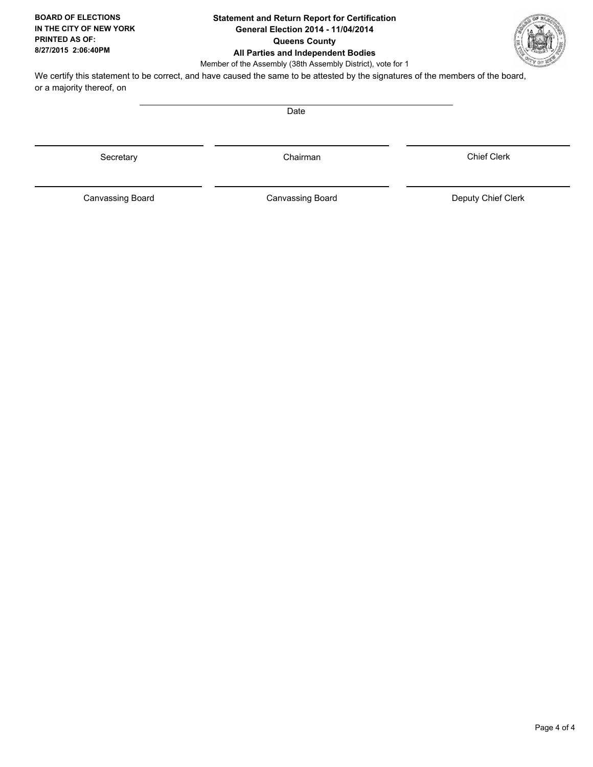BOARD OF ELECTIONS
IN THE CITY OF NEW YORK
PRINTED AS OF:
8/27/2015 2:06:40PM

**Statement and Return Report for Certification**
**General Election 2014 - 11/04/2014**
**Queens County**
**All Parties and Independent Bodies**
Member of the Assembly (38th Assembly District), vote for 1

We certify this statement to be correct, and have caused the same to be attested by the signatures of the members of the board, or a majority thereof, on

Date

| | | |
|---|---|---|
| Secretary | Chairman | Chief Clerk |
| Canvassing Board | Canvassing Board | Deputy Chief Clerk |